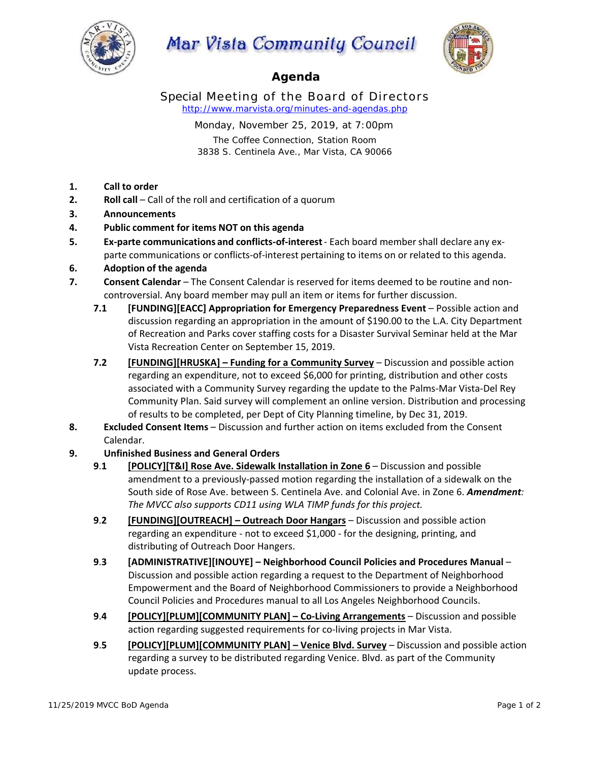# Mar Vista Community Council

## Agenda

### Special Meeting of the Board of Directors

http://www.marvista.org/minutes-and-agendas.php

Monday, November 25, 2019, at 7:00pm

The Coffee Connection, Station Room
3838 S. Centinela Ave., Mar Vista, CA 90066

1. **Call to order**
2. **Roll call** – Call of the roll and certification of a quorum
3. **Announcements**
4. **Public comment for items NOT on this agenda**
5. **Ex-parte communications and conflicts-of-interest** - Each board member shall declare any ex-parte communications or conflicts-of-interest pertaining to items on or related to this agenda.
6. **Adoption of the agenda**
7. **Consent Calendar** – The Consent Calendar is reserved for items deemed to be routine and non-controversial. Any board member may pull an item or items for further discussion.
   - **7.1 [FUNDING][EACC] Appropriation for Emergency Preparedness Event** – Possible action and discussion regarding an appropriation in the amount of $190.00 to the L.A. City Department of Recreation and Parks cover staffing costs for a Disaster Survival Seminar held at the Mar Vista Recreation Center on September 15, 2019.
   - **7.2 [FUNDING][HRUSKA] – Funding for a Community Survey** – Discussion and possible action regarding an expenditure, not to exceed $6,000 for printing, distribution and other costs associated with a Community Survey regarding the update to the Palms-Mar Vista-Del Rey Community Plan. Said survey will complement an online version. Distribution and processing of results to be completed, per Dept of City Planning timeline, by Dec 31, 2019.
8. **Excluded Consent Items** – Discussion and further action on items excluded from the Consent Calendar.
9. **Unfinished Business and General Orders**
   - **9.1 [POLICY][T&I] Rose Ave. Sidewalk Installation in Zone 6** – Discussion and possible amendment to a previously-passed motion regarding the installation of a sidewalk on the South side of Rose Ave. between S. Centinela Ave. and Colonial Ave. in Zone 6. ***Amendment****: The MVCC also supports CD11 using WLA TIMP funds for this project.*
   - **9.2 [FUNDING][OUTREACH] – Outreach Door Hangars** – Discussion and possible action regarding an expenditure - not to exceed $1,000 - for the designing, printing, and distributing of Outreach Door Hangers.
   - **9.3 [ADMINISTRATIVE][INOUYE] – Neighborhood Council Policies and Procedures Manual** – Discussion and possible action regarding a request to the Department of Neighborhood Empowerment and the Board of Neighborhood Commissioners to provide a Neighborhood Council Policies and Procedures manual to all Los Angeles Neighborhood Councils.
   - **9.4 [POLICY][PLUM][COMMUNITY PLAN] – Co-Living Arrangements** – Discussion and possible action regarding suggested requirements for co-living projects in Mar Vista.
   - **9.5 [POLICY][PLUM][COMMUNITY PLAN] – Venice Blvd. Survey** – Discussion and possible action regarding a survey to be distributed regarding Venice. Blvd. as part of the Community update process.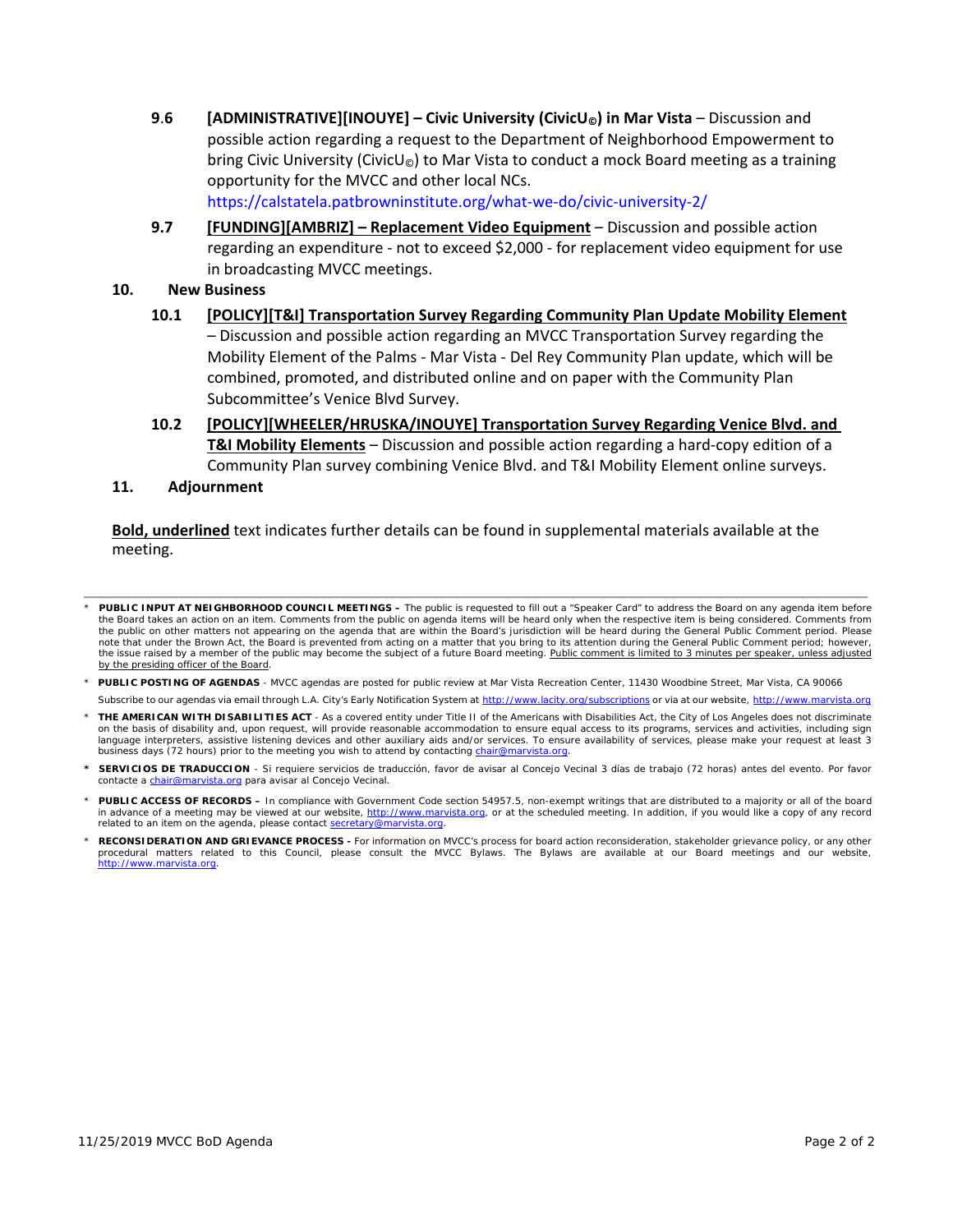**9.6 [ADMINISTRATIVE][INOUYE] – Civic University (CivicU©) in Mar Vista** – Discussion and possible action regarding a request to the Department of Neighborhood Empowerment to bring Civic University (CivicU©) to Mar Vista to conduct a mock Board meeting as a training opportunity for the MVCC and other local NCs.
https://calstatela.patbrowninstitute.org/what-we-do/civic-university-2/

**9.7 [FUNDING][AMBRIZ] – <u>Replacement Video Equipment</u>** – Discussion and possible action regarding an expenditure - not to exceed $2,000 - for replacement video equipment for use in broadcasting MVCC meetings.

**10. New Business**

**10.1 <u>[POLICY][T&I] Transportation Survey Regarding Community Plan Update Mobility Element</u>** – Discussion and possible action regarding an MVCC Transportation Survey regarding the Mobility Element of the Palms - Mar Vista - Del Rey Community Plan update, which will be combined, promoted, and distributed online and on paper with the Community Plan Subcommittee's Venice Blvd Survey.

**10.2 <u>[POLICY][WHEELER/HRUSKA/INOUYE] Transportation Survey Regarding Venice Blvd. and T&I Mobility Elements</u>** – Discussion and possible action regarding a hard-copy edition of a Community Plan survey combining Venice Blvd. and T&I Mobility Element online surveys.

**11. Adjournment**

**<u>Bold, underlined</u>** text indicates further details can be found in supplemental materials available at the meeting.

---

* **PUBLIC INPUT AT NEIGHBORHOOD COUNCIL MEETINGS –** The public is requested to fill out a "Speaker Card" to address the Board on any agenda item before the Board takes an action on an item. Comments from the public on agenda items will be heard only when the respective item is being considered. Comments from the public on other matters not appearing on the agenda that are within the Board's jurisdiction will be heard during the General Public Comment period. Please note that under the Brown Act, the Board is prevented from acting on a matter that you bring to its attention during the General Public Comment period; however, the issue raised by a member of the public may become the subject of a future Board meeting. <u>Public comment is limited to 3 minutes per speaker, unless adjusted by the presiding officer of the Board</u>.

* **PUBLIC POSTING OF AGENDAS** - MVCC agendas are posted for public review at Mar Vista Recreation Center, 11430 Woodbine Street, Mar Vista, CA 90066

  Subscribe to our agendas via email through L.A. City's Early Notification System at http://www.lacity.org/subscriptions or via at our website, http://www.marvista.org

* **THE AMERICAN WITH DISABILITIES ACT** - As a covered entity under Title II of the Americans with Disabilities Act, the City of Los Angeles does not discriminate on the basis of disability and, upon request, will provide reasonable accommodation to ensure equal access to its programs, services and activities, including sign language interpreters, assistive listening devices and other auxiliary aids and/or services. To ensure availability of services, please make your request at least 3 business days (72 hours) prior to the meeting you wish to attend by contacting chair@marvista.org.

* **SERVICIOS DE TRADUCCION** - Si requiere servicios de traducción, favor de avisar al Concejo Vecinal 3 días de trabajo (72 horas) antes del evento. Por favor contacte a chair@marvista.org para avisar al Concejo Vecinal.

* **PUBLIC ACCESS OF RECORDS –** In compliance with Government Code section 54957.5, non-exempt writings that are distributed to a majority or all of the board in advance of a meeting may be viewed at our website, http://www.marvista.org, or at the scheduled meeting. In addition, if you would like a copy of any record related to an item on the agenda, please contact secretary@marvista.org.

* **RECONSIDERATION AND GRIEVANCE PROCESS -** For information on MVCC's process for board action reconsideration, stakeholder grievance policy, or any other procedural matters related to this Council, please consult the MVCC Bylaws. The Bylaws are available at our Board meetings and our website, http://www.marvista.org.